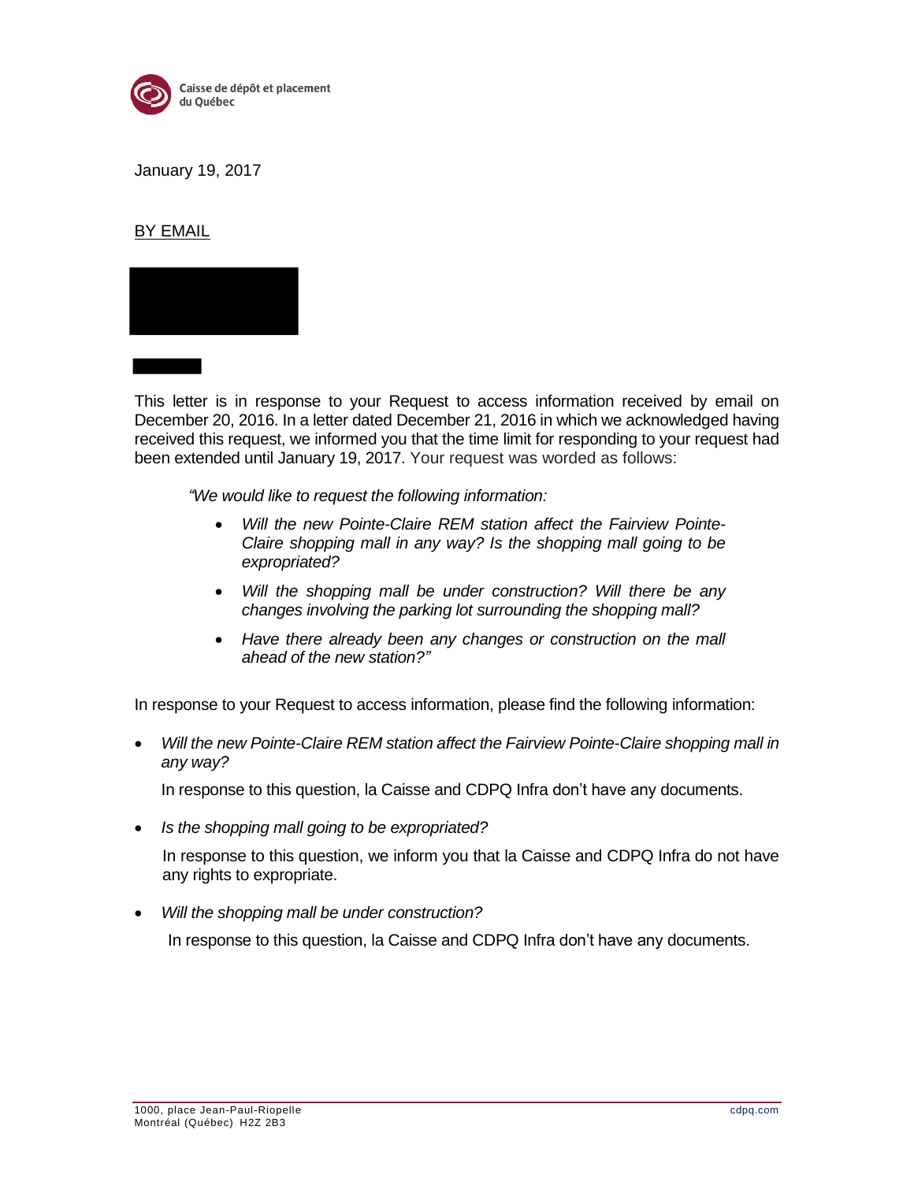Caisse de dépôt et placement du Québec

January 19, 2017

BY EMAIL

This letter is in response to your Request to access information received by email on December 20, 2016. In a letter dated December 21, 2016 in which we acknowledged having received this request, we informed you that the time limit for responding to your request had been extended until January 19, 2017. Your request was worded as follows:

> *"We would like to request the following information:*
>
> - *Will the new Pointe-Claire REM station affect the Fairview Pointe-Claire shopping mall in any way? Is the shopping mall going to be expropriated?*
> - *Will the shopping mall be under construction? Will there be any changes involving the parking lot surrounding the shopping mall?*
> - *Have there already been any changes or construction on the mall ahead of the new station?"*

In response to your Request to access information, please find the following information:

- *Will the new Pointe-Claire REM station affect the Fairview Pointe-Claire shopping mall in any way?*

  In response to this question, la Caisse and CDPQ Infra don't have any documents.

- *Is the shopping mall going to be expropriated?*

  In response to this question, we inform you that la Caisse and CDPQ Infra do not have any rights to expropriate.

- *Will the shopping mall be under construction?*

  In response to this question, la Caisse and CDPQ Infra don't have any documents.

1000, place Jean-Paul-Riopelle
Montréal (Québec) H2Z 2B3

cdpq.com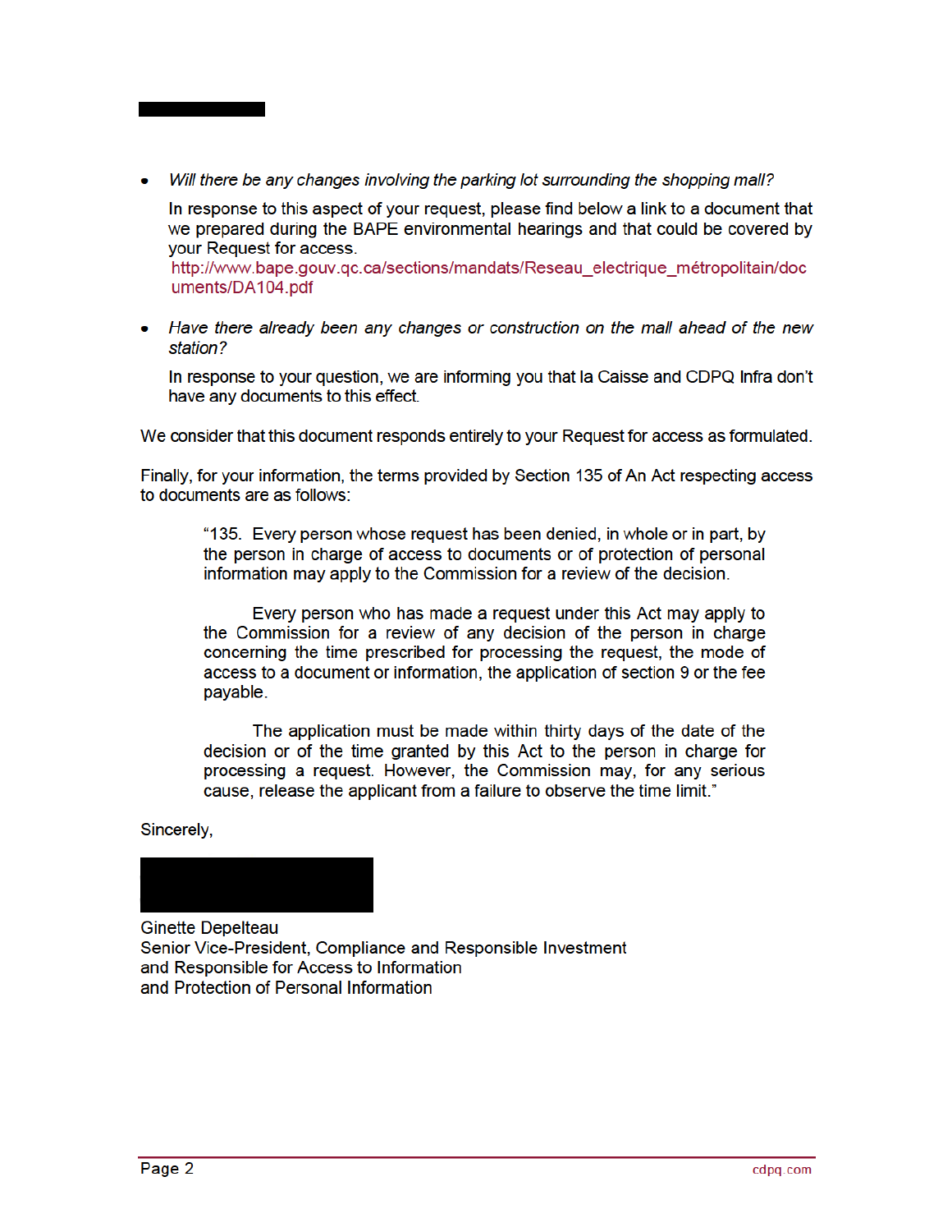- *Will there be any changes involving the parking lot surrounding the shopping mall?*

  In response to this aspect of your request, please find below a link to a document that we prepared during the BAPE environmental hearings and that could be covered by your Request for access.
  http://www.bape.gouv.qc.ca/sections/mandats/Reseau_electrique_métropolitain/documents/DA104.pdf

- *Have there already been any changes or construction on the mall ahead of the new station?*

  In response to your question, we are informing you that la Caisse and CDPQ Infra don't have any documents to this effect.

We consider that this document responds entirely to your Request for access as formulated.

Finally, for your information, the terms provided by Section 135 of An Act respecting access to documents are as follows:

> "135. Every person whose request has been denied, in whole or in part, by the person in charge of access to documents or of protection of personal information may apply to the Commission for a review of the decision.
>
> Every person who has made a request under this Act may apply to the Commission for a review of any decision of the person in charge concerning the time prescribed for processing the request, the mode of access to a document or information, the application of section 9 or the fee payable.
>
> The application must be made within thirty days of the date of the decision or of the time granted by this Act to the person in charge for processing a request. However, the Commission may, for any serious cause, release the applicant from a failure to observe the time limit."

Sincerely,

Ginette Depelteau
Senior Vice-President, Compliance and Responsible Investment
and Responsible for Access to Information
and Protection of Personal Information